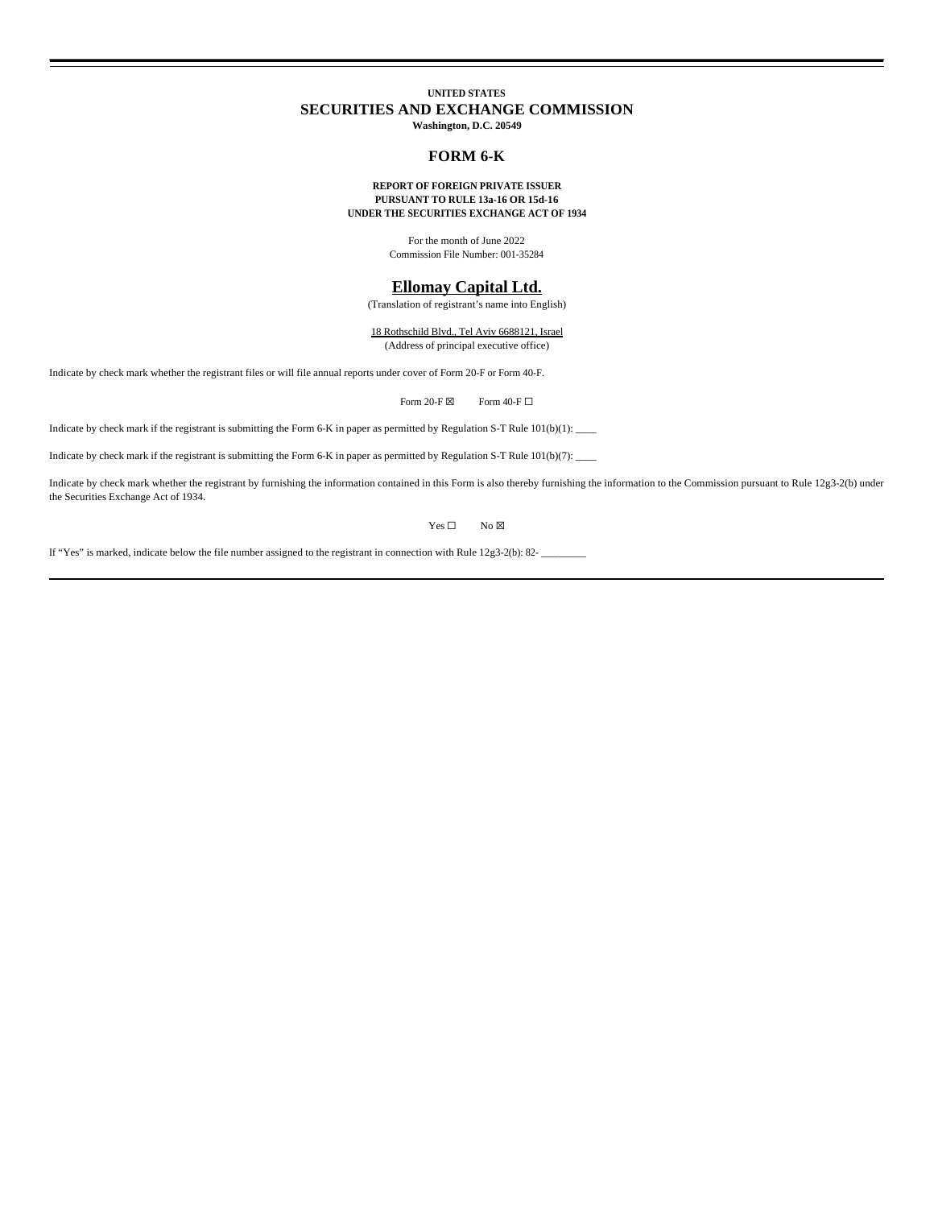**UNITED STATES**

# SECURITIES AND EXCHANGE COMMISSION

**Washington, D.C. 20549**

## FORM 6-K

**REPORT OF FOREIGN PRIVATE ISSUER**
**PURSUANT TO RULE 13a-16 OR 15d-16**
**UNDER THE SECURITIES EXCHANGE ACT OF 1934**

For the month of June 2022
Commission File Number: 001-35284

## Ellomay Capital Ltd.

(Translation of registrant's name into English)

18 Rothschild Blvd., Tel Aviv 6688121, Israel
(Address of principal executive office)

Indicate by check mark whether the registrant files or will file annual reports under cover of Form 20-F or Form 40-F.

Form 20-F ☒ Form 40-F ☐

Indicate by check mark if the registrant is submitting the Form 6-K in paper as permitted by Regulation S-T Rule 101(b)(1): ____

Indicate by check mark if the registrant is submitting the Form 6-K in paper as permitted by Regulation S-T Rule 101(b)(7): ____

Indicate by check mark whether the registrant by furnishing the information contained in this Form is also thereby furnishing the information to the Commission pursuant to Rule 12g3-2(b) under the Securities Exchange Act of 1934.

Yes ☐ No ☒

If "Yes" is marked, indicate below the file number assigned to the registrant in connection with Rule 12g3-2(b): 82- ________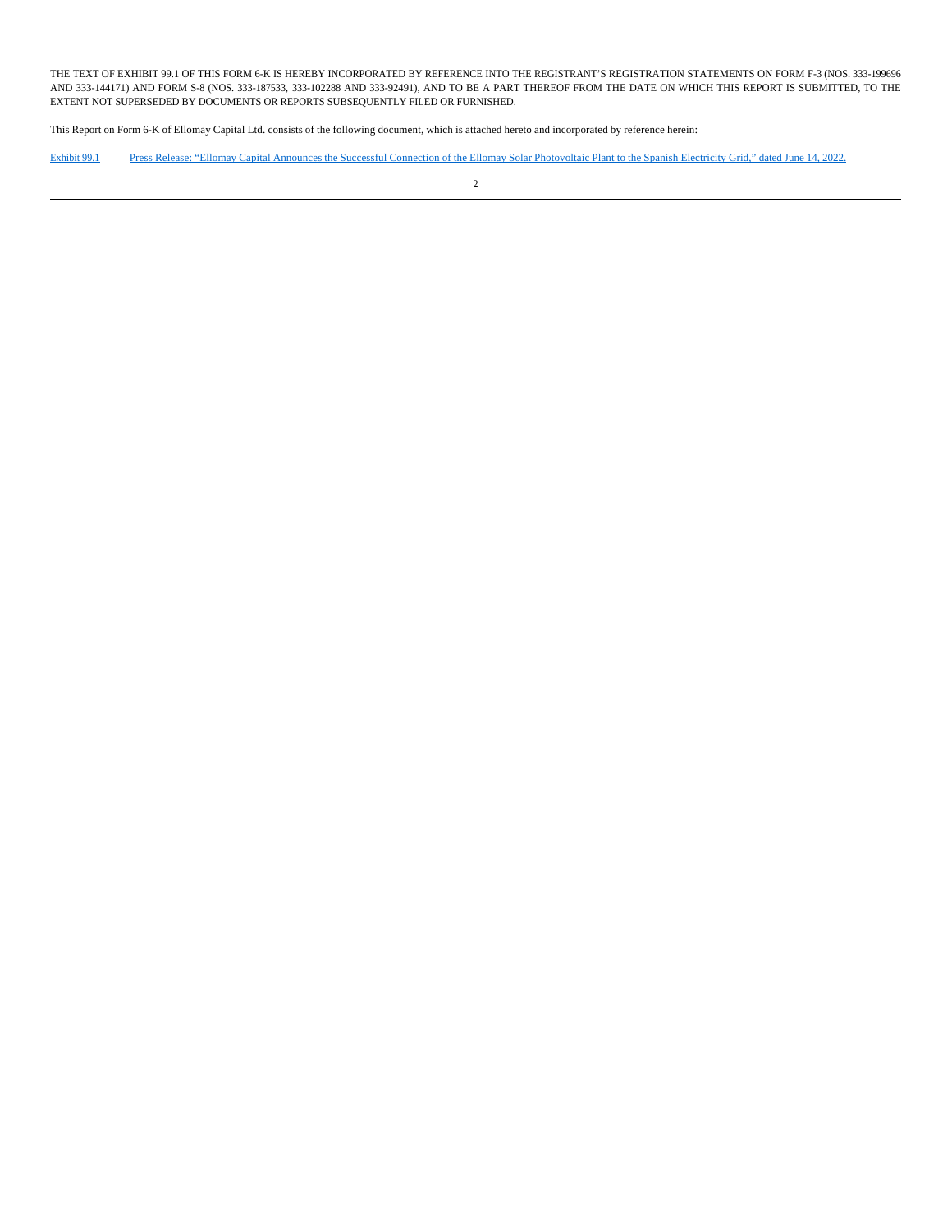THE TEXT OF EXHIBIT 99.1 OF THIS FORM 6-K IS HEREBY INCORPORATED BY REFERENCE INTO THE REGISTRANT'S REGISTRATION STATEMENTS ON FORM F-3 (NOS. 333-199696 AND 333-144171) AND FORM S-8 (NOS. 333-187533, 333-102288 AND 333-92491), AND TO BE A PART THEREOF FROM THE DATE ON WHICH THIS REPORT IS SUBMITTED, TO THE EXTENT NOT SUPERSEDED BY DOCUMENTS OR REPORTS SUBSEQUENTLY FILED OR FURNISHED.

This Report on Form 6-K of Ellomay Capital Ltd. consists of the following document, which is attached hereto and incorporated by reference herein:

| | |
|---|---|
| Exhibit 99.1 | Press Release: "Ellomay Capital Announces the Successful Connection of the Ellomay Solar Photovoltaic Plant to the Spanish Electricity Grid," dated June 14, 2022. |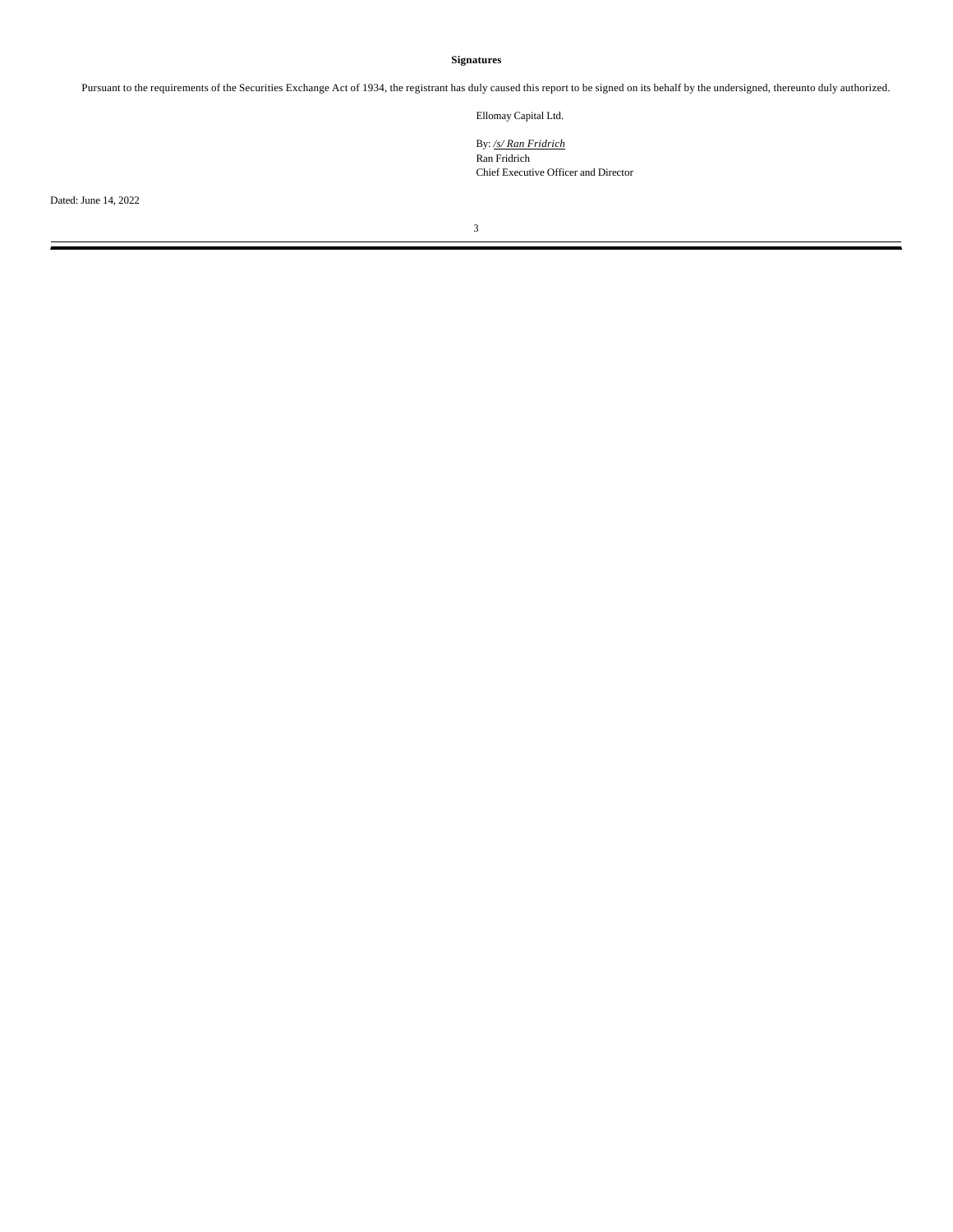**Signatures**

Pursuant to the requirements of the Securities Exchange Act of 1934, the registrant has duly caused this report to be signed on its behalf by the undersigned, thereunto duly authorized.

Ellomay Capital Ltd.

By: */s/ Ran Fridrich*
Ran Fridrich
Chief Executive Officer and Director

Dated: June 14, 2022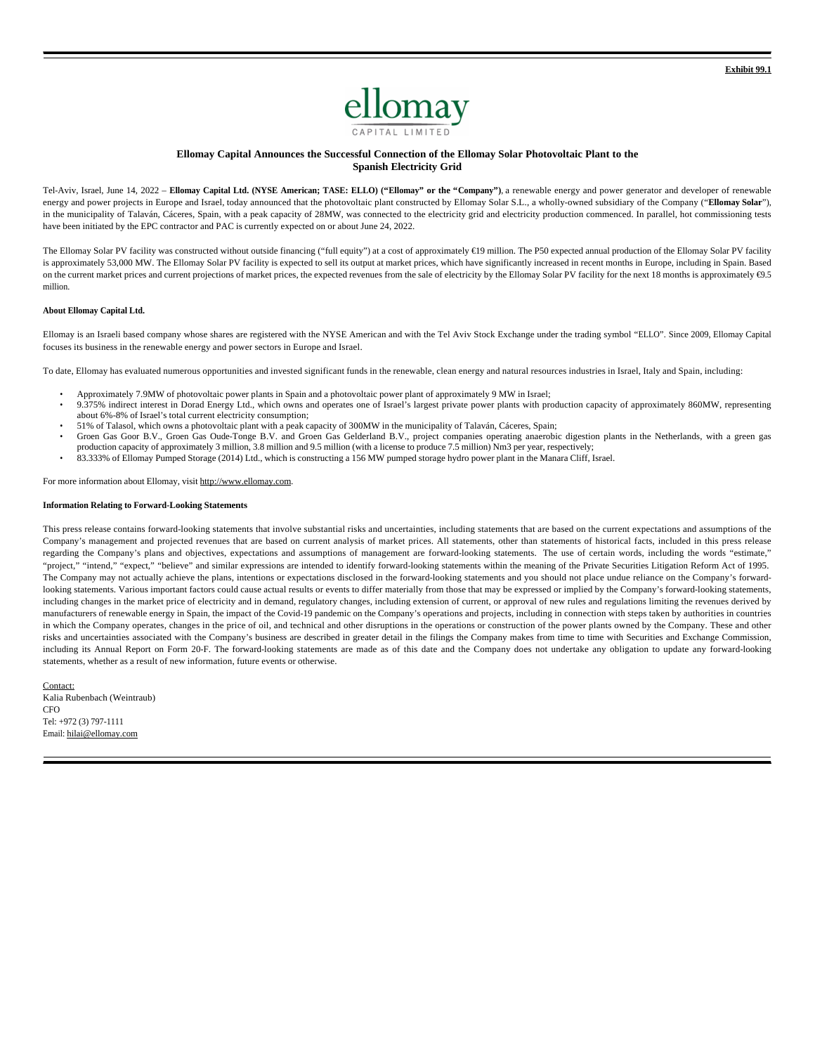**Exhibit 99.1**

ellomay
CAPITAL LIMITED

## Ellomay Capital Announces the Successful Connection of the Ellomay Solar Photovoltaic Plant to the Spanish Electricity Grid

Tel-Aviv, Israel, June 14, 2022 – **Ellomay Capital Ltd. (NYSE American; TASE: ELLO) ("Ellomay" or the "Company")**, a renewable energy and power generator and developer of renewable energy and power projects in Europe and Israel, today announced that the photovoltaic plant constructed by Ellomay Solar S.L., a wholly-owned subsidiary of the Company ("**Ellomay Solar**"), in the municipality of Talaván, Cáceres, Spain, with a peak capacity of 28MW, was connected to the electricity grid and electricity production commenced. In parallel, hot commissioning tests have been initiated by the EPC contractor and PAC is currently expected on or about June 24, 2022.

The Ellomay Solar PV facility was constructed without outside financing ("full equity") at a cost of approximately €19 million. The P50 expected annual production of the Ellomay Solar PV facility is approximately 53,000 MW. The Ellomay Solar PV facility is expected to sell its output at market prices, which have significantly increased in recent months in Europe, including in Spain. Based on the current market prices and current projections of market prices, the expected revenues from the sale of electricity by the Ellomay Solar PV facility for the next 18 months is approximately €9.5 million.

**About Ellomay Capital Ltd.**

Ellomay is an Israeli based company whose shares are registered with the NYSE American and with the Tel Aviv Stock Exchange under the trading symbol "ELLO". Since 2009, Ellomay Capital focuses its business in the renewable energy and power sectors in Europe and Israel.

To date, Ellomay has evaluated numerous opportunities and invested significant funds in the renewable, clean energy and natural resources industries in Israel, Italy and Spain, including:

- Approximately 7.9MW of photovoltaic power plants in Spain and a photovoltaic power plant of approximately 9 MW in Israel;
- 9.375% indirect interest in Dorad Energy Ltd., which owns and operates one of Israel's largest private power plants with production capacity of approximately 860MW, representing about 6%-8% of Israel's total current electricity consumption;
- 51% of Talasol, which owns a photovoltaic plant with a peak capacity of 300MW in the municipality of Talaván, Cáceres, Spain;
- Groen Gas Goor B.V., Groen Gas Oude-Tonge B.V. and Groen Gas Gelderland B.V., project companies operating anaerobic digestion plants in the Netherlands, with a green gas production capacity of approximately 3 million, 3.8 million and 9.5 million (with a license to produce 7.5 million) Nm3 per year, respectively;
- 83.333% of Ellomay Pumped Storage (2014) Ltd., which is constructing a 156 MW pumped storage hydro power plant in the Manara Cliff, Israel.

For more information about Ellomay, visit http://www.ellomay.com.

**Information Relating to Forward-Looking Statements**

This press release contains forward-looking statements that involve substantial risks and uncertainties, including statements that are based on the current expectations and assumptions of the Company's management and projected revenues that are based on current analysis of market prices. All statements, other than statements of historical facts, included in this press release regarding the Company's plans and objectives, expectations and assumptions of management are forward-looking statements. The use of certain words, including the words "estimate," "project," "intend," "expect," "believe" and similar expressions are intended to identify forward-looking statements within the meaning of the Private Securities Litigation Reform Act of 1995. The Company may not actually achieve the plans, intentions or expectations disclosed in the forward-looking statements and you should not place undue reliance on the Company's forward-looking statements. Various important factors could cause actual results or events to differ materially from those that may be expressed or implied by the Company's forward-looking statements, including changes in the market price of electricity and in demand, regulatory changes, including extension of current, or approval of new rules and regulations limiting the revenues derived by manufacturers of renewable energy in Spain, the impact of the Covid-19 pandemic on the Company's operations and projects, including in connection with steps taken by authorities in countries in which the Company operates, changes in the price of oil, and technical and other disruptions in the operations or construction of the power plants owned by the Company. These and other risks and uncertainties associated with the Company's business are described in greater detail in the filings the Company makes from time to time with Securities and Exchange Commission, including its Annual Report on Form 20-F. The forward-looking statements are made as of this date and the Company does not undertake any obligation to update any forward-looking statements, whether as a result of new information, future events or otherwise.

Contact:
Kalia Rubenbach (Weintraub)
CFO
Tel: +972 (3) 797-1111
Email: hilai@ellomay.com